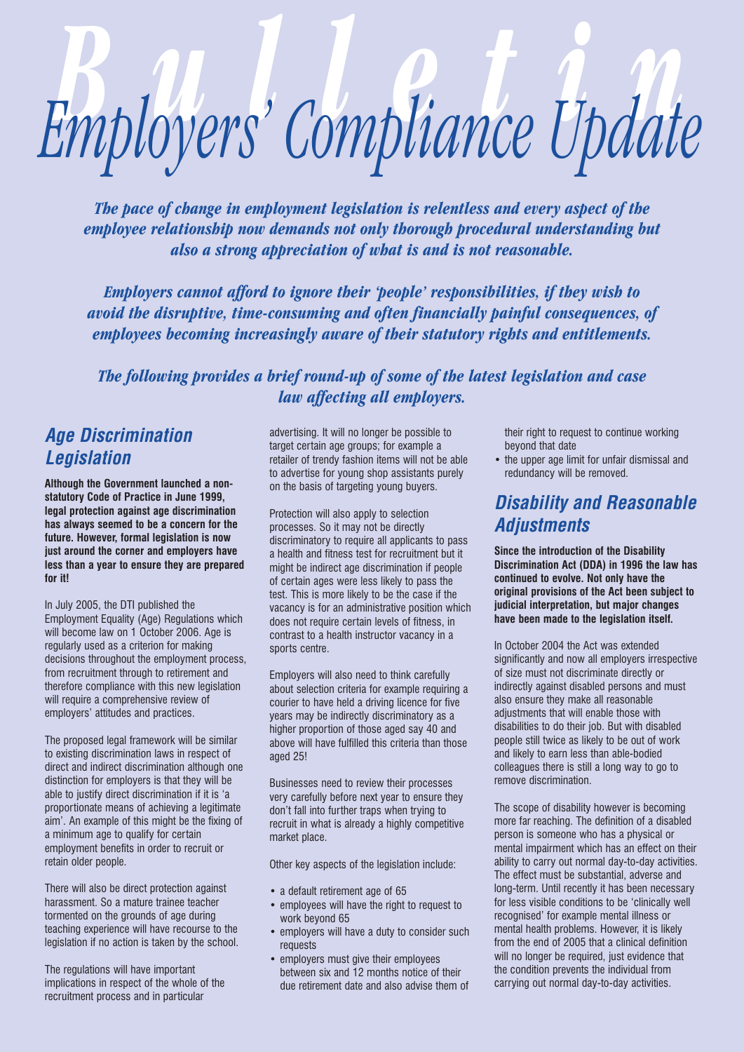# Employers' Compliance Update

*The pace of change in employment legislation is relentless and every aspect of the employee relationship now demands not only thorough procedural understanding but also a strong appreciation of what is and is not reasonable.*

*Employers cannot afford to ignore their 'people' responsibilities, if they wish to avoid the disruptive, time-consuming and often financially painful consequences, of employees becoming increasingly aware of their statutory rights and entitlements.*

*The following provides a brief round-up of some of the latest legislation and case law affecting all employers.*

## Age Discrimination Legislation

**Although the Government launched a non-statutory Code of Practice in June 1999, legal protection against age discrimination has always seemed to be a concern for the future. However, formal legislation is now just around the corner and employers have less than a year to ensure they are prepared for it!**

In July 2005, the DTI published the Employment Equality (Age) Regulations which will become law on 1 October 2006. Age is regularly used as a criterion for making decisions throughout the employment process, from recruitment through to retirement and therefore compliance with this new legislation will require a comprehensive review of employers' attitudes and practices.

The proposed legal framework will be similar to existing discrimination laws in respect of direct and indirect discrimination although one distinction for employers is that they will be able to justify direct discrimination if it is 'a proportionate means of achieving a legitimate aim'. An example of this might be the fixing of a minimum age to qualify for certain employment benefits in order to recruit or retain older people.

There will also be direct protection against harassment. So a mature trainee teacher tormented on the grounds of age during teaching experience will have recourse to the legislation if no action is taken by the school.

The regulations will have important implications in respect of the whole of the recruitment process and in particular advertising. It will no longer be possible to target certain age groups; for example a retailer of trendy fashion items will not be able to advertise for young shop assistants purely on the basis of targeting young buyers.

Protection will also apply to selection processes. So it may not be directly discriminatory to require all applicants to pass a health and fitness test for recruitment but it might be indirect age discrimination if people of certain ages were less likely to pass the test. This is more likely to be the case if the vacancy is for an administrative position which does not require certain levels of fitness, in contrast to a health instructor vacancy in a sports centre.

Employers will also need to think carefully about selection criteria for example requiring a courier to have held a driving licence for five years may be indirectly discriminatory as a higher proportion of those aged say 40 and above will have fulfilled this criteria than those aged 25!

Businesses need to review their processes very carefully before next year to ensure they don't fall into further traps when trying to recruit in what is already a highly competitive market place.

Other key aspects of the legislation include:

- a default retirement age of 65
- employees will have the right to request to work beyond 65
- employers will have a duty to consider such requests
- employers must give their employees between six and 12 months notice of their due retirement date and also advise them of their right to request to continue working beyond that date
- the upper age limit for unfair dismissal and redundancy will be removed.

## Disability and Reasonable Adjustments

**Since the introduction of the Disability Discrimination Act (DDA) in 1996 the law has continued to evolve. Not only have the original provisions of the Act been subject to judicial interpretation, but major changes have been made to the legislation itself.**

In October 2004 the Act was extended significantly and now all employers irrespective of size must not discriminate directly or indirectly against disabled persons and must also ensure they make all reasonable adjustments that will enable those with disabilities to do their job. But with disabled people still twice as likely to be out of work and likely to earn less than able-bodied colleagues there is still a long way to go to remove discrimination.

The scope of disability however is becoming more far reaching. The definition of a disabled person is someone who has a physical or mental impairment which has an effect on their ability to carry out normal day-to-day activities. The effect must be substantial, adverse and long-term. Until recently it has been necessary for less visible conditions to be 'clinically well recognised' for example mental illness or mental health problems. However, it is likely from the end of 2005 that a clinical definition will no longer be required, just evidence that the condition prevents the individual from carrying out normal day-to-day activities.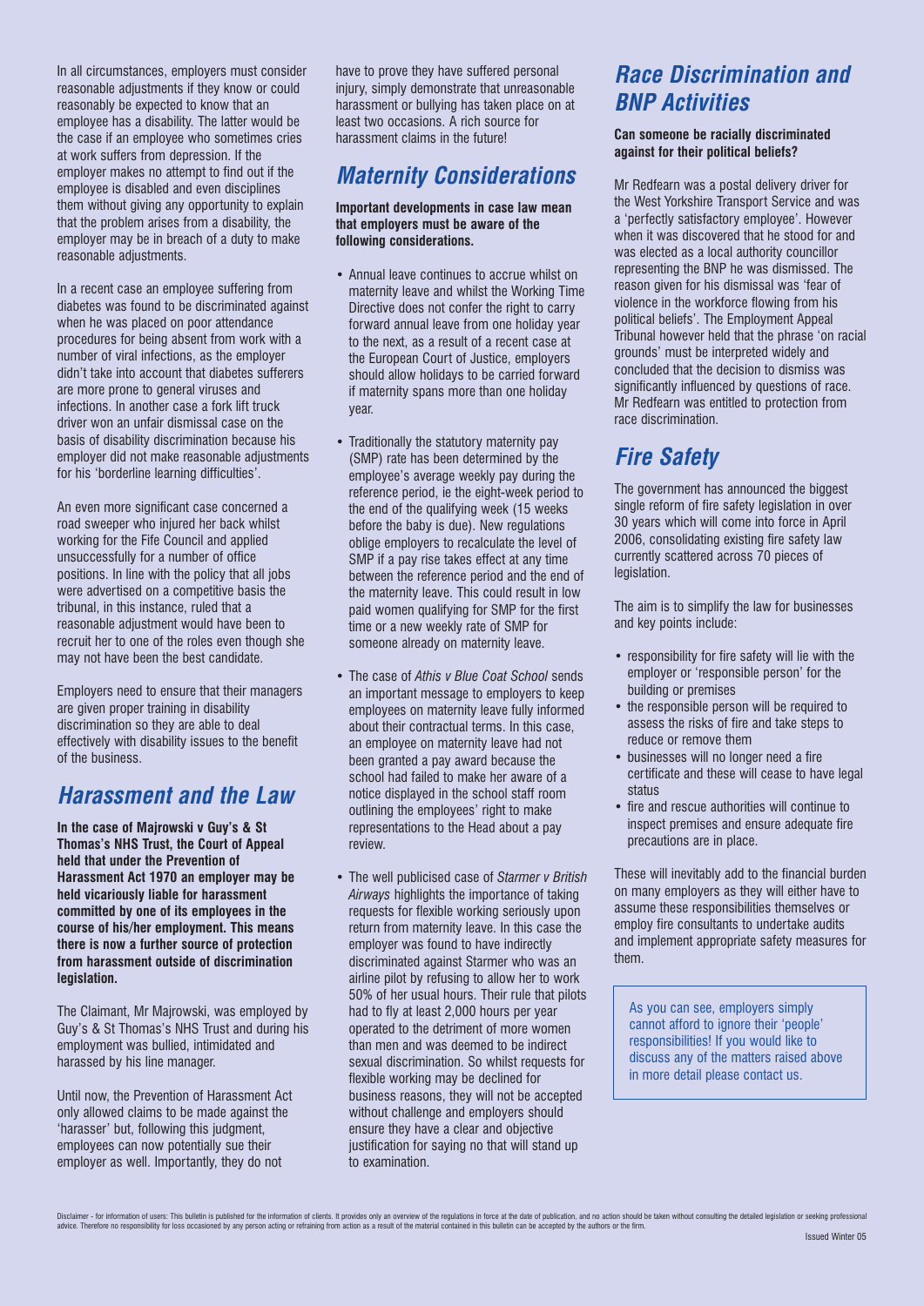In all circumstances, employers must consider reasonable adjustments if they know or could reasonably be expected to know that an employee has a disability. The latter would be the case if an employee who sometimes cries at work suffers from depression. If the employer makes no attempt to find out if the employee is disabled and even disciplines them without giving any opportunity to explain that the problem arises from a disability, the employer may be in breach of a duty to make reasonable adjustments.

In a recent case an employee suffering from diabetes was found to be discriminated against when he was placed on poor attendance procedures for being absent from work with a number of viral infections, as the employer didn't take into account that diabetes sufferers are more prone to general viruses and infections. In another case a fork lift truck driver won an unfair dismissal case on the basis of disability discrimination because his employer did not make reasonable adjustments for his 'borderline learning difficulties'.

An even more significant case concerned a road sweeper who injured her back whilst working for the Fife Council and applied unsuccessfully for a number of office positions. In line with the policy that all jobs were advertised on a competitive basis the tribunal, in this instance, ruled that a reasonable adjustment would have been to recruit her to one of the roles even though she may not have been the best candidate.

Employers need to ensure that their managers are given proper training in disability discrimination so they are able to deal effectively with disability issues to the benefit of the business.

## *Harassment and the Law*

**In the case of Majrowski v Guy's & St Thomas's NHS Trust, the Court of Appeal held that under the Prevention of Harassment Act 1970 an employer may be held vicariously liable for harassment committed by one of its employees in the course of his/her employment. This means there is now a further source of protection from harassment outside of discrimination legislation.**

The Claimant, Mr Majrowski, was employed by Guy's & St Thomas's NHS Trust and during his employment was bullied, intimidated and harassed by his line manager.

Until now, the Prevention of Harassment Act only allowed claims to be made against the 'harasser' but, following this judgment, employees can now potentially sue their employer as well. Importantly, they do not have to prove they have suffered personal injury, simply demonstrate that unreasonable harassment or bullying has taken place on at least two occasions. A rich source for harassment claims in the future!

## *Maternity Considerations*

**Important developments in case law mean that employers must be aware of the following considerations.**

- Annual leave continues to accrue whilst on maternity leave and whilst the Working Time Directive does not confer the right to carry forward annual leave from one holiday year to the next, as a result of a recent case at the European Court of Justice, employers should allow holidays to be carried forward if maternity spans more than one holiday year.
- Traditionally the statutory maternity pay (SMP) rate has been determined by the employee's average weekly pay during the reference period, ie the eight-week period to the end of the qualifying week (15 weeks before the baby is due). New regulations oblige employers to recalculate the level of SMP if a pay rise takes effect at any time between the reference period and the end of the maternity leave. This could result in low paid women qualifying for SMP for the first time or a new weekly rate of SMP for someone already on maternity leave.
- The case of *Athis v Blue Coat School* sends an important message to employers to keep employees on maternity leave fully informed about their contractual terms. In this case, an employee on maternity leave had not been granted a pay award because the school had failed to make her aware of a notice displayed in the school staff room outlining the employees' right to make representations to the Head about a pay review.
- The well publicised case of *Starmer v British Airways* highlights the importance of taking requests for flexible working seriously upon return from maternity leave. In this case the employer was found to have indirectly discriminated against Starmer who was an airline pilot by refusing to allow her to work 50% of her usual hours. Their rule that pilots had to fly at least 2,000 hours per year operated to the detriment of more women than men and was deemed to be indirect sexual discrimination. So whilst requests for flexible working may be declined for business reasons, they will not be accepted without challenge and employers should ensure they have a clear and objective justification for saying no that will stand up to examination.

## *Race Discrimination and BNP Activities*

**Can someone be racially discriminated against for their political beliefs?**

Mr Redfearn was a postal delivery driver for the West Yorkshire Transport Service and was a 'perfectly satisfactory employee'. However when it was discovered that he stood for and was elected as a local authority councillor representing the BNP he was dismissed. The reason given for his dismissal was 'fear of violence in the workforce flowing from his political beliefs'. The Employment Appeal Tribunal however held that the phrase 'on racial grounds' must be interpreted widely and concluded that the decision to dismiss was significantly influenced by questions of race. Mr Redfearn was entitled to protection from race discrimination.

## *Fire Safety*

The government has announced the biggest single reform of fire safety legislation in over 30 years which will come into force in April 2006, consolidating existing fire safety law currently scattered across 70 pieces of legislation.

The aim is to simplify the law for businesses and key points include:

- responsibility for fire safety will lie with the employer or 'responsible person' for the building or premises
- the responsible person will be required to assess the risks of fire and take steps to reduce or remove them
- businesses will no longer need a fire certificate and these will cease to have legal status
- fire and rescue authorities will continue to inspect premises and ensure adequate fire precautions are in place.

These will inevitably add to the financial burden on many employers as they will either have to assume these responsibilities themselves or employ fire consultants to undertake audits and implement appropriate safety measures for them.

As you can see, employers simply cannot afford to ignore their 'people' responsibilities! If you would like to discuss any of the matters raised above in more detail please contact us.

Disclaimer - for information of users: This bulletin is published for the information of clients. It provides only an overview of the regulations in force at the date of publication, and no action should be taken without consulting the detailed legislation or seeking professional advice. Therefore no responsibility for loss occasioned by any person acting or refraining from action as a result of the material contained in this bulletin can be accepted by the authors or the firm.

Issued Winter 05